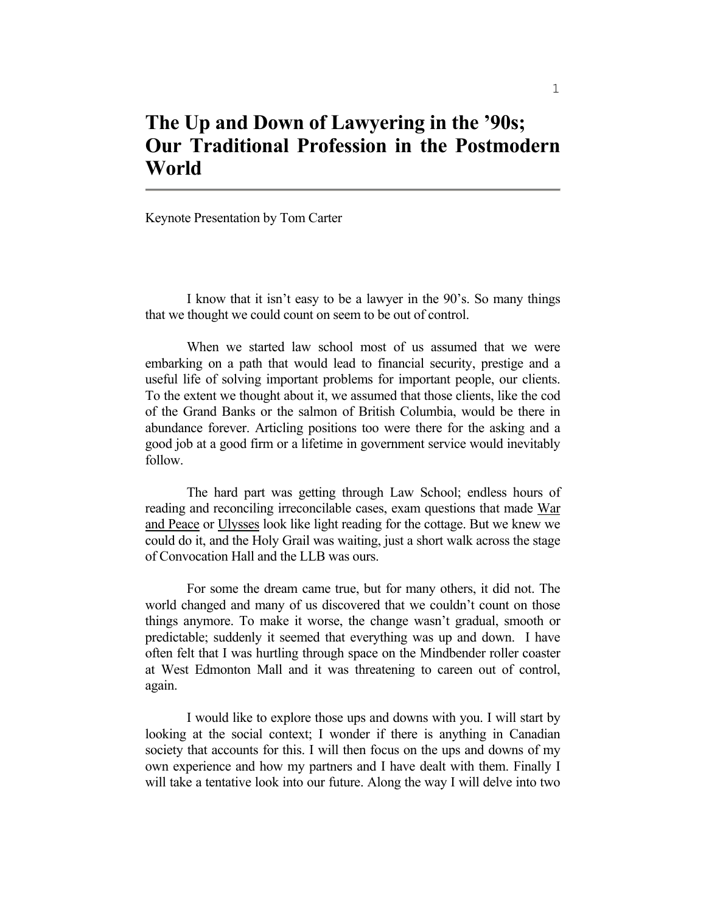# The Up and Down of Lawyering in the '90s; Our Traditional Profession in the Postmodern World

Keynote Presentation by Tom Carter

I know that it isn't easy to be a lawyer in the 90's. So many things that we thought we could count on seem to be out of control.

When we started law school most of us assumed that we were embarking on a path that would lead to financial security, prestige and a useful life of solving important problems for important people, our clients. To the extent we thought about it, we assumed that those clients, like the cod of the Grand Banks or the salmon of British Columbia, would be there in abundance forever. Articling positions too were there for the asking and a good job at a good firm or a lifetime in government service would inevitably follow.

The hard part was getting through Law School; endless hours of reading and reconciling irreconcilable cases, exam questions that made War and Peace or Ulysses look like light reading for the cottage. But we knew we could do it, and the Holy Grail was waiting, just a short walk across the stage of Convocation Hall and the LLB was ours.

For some the dream came true, but for many others, it did not. The world changed and many of us discovered that we couldn't count on those things anymore. To make it worse, the change wasn't gradual, smooth or predictable; suddenly it seemed that everything was up and down. I have often felt that I was hurtling through space on the Mindbender roller coaster at West Edmonton Mall and it was threatening to careen out of control, again.

I would like to explore those ups and downs with you. I will start by looking at the social context; I wonder if there is anything in Canadian society that accounts for this. I will then focus on the ups and downs of my own experience and how my partners and I have dealt with them. Finally I will take a tentative look into our future. Along the way I will delve into two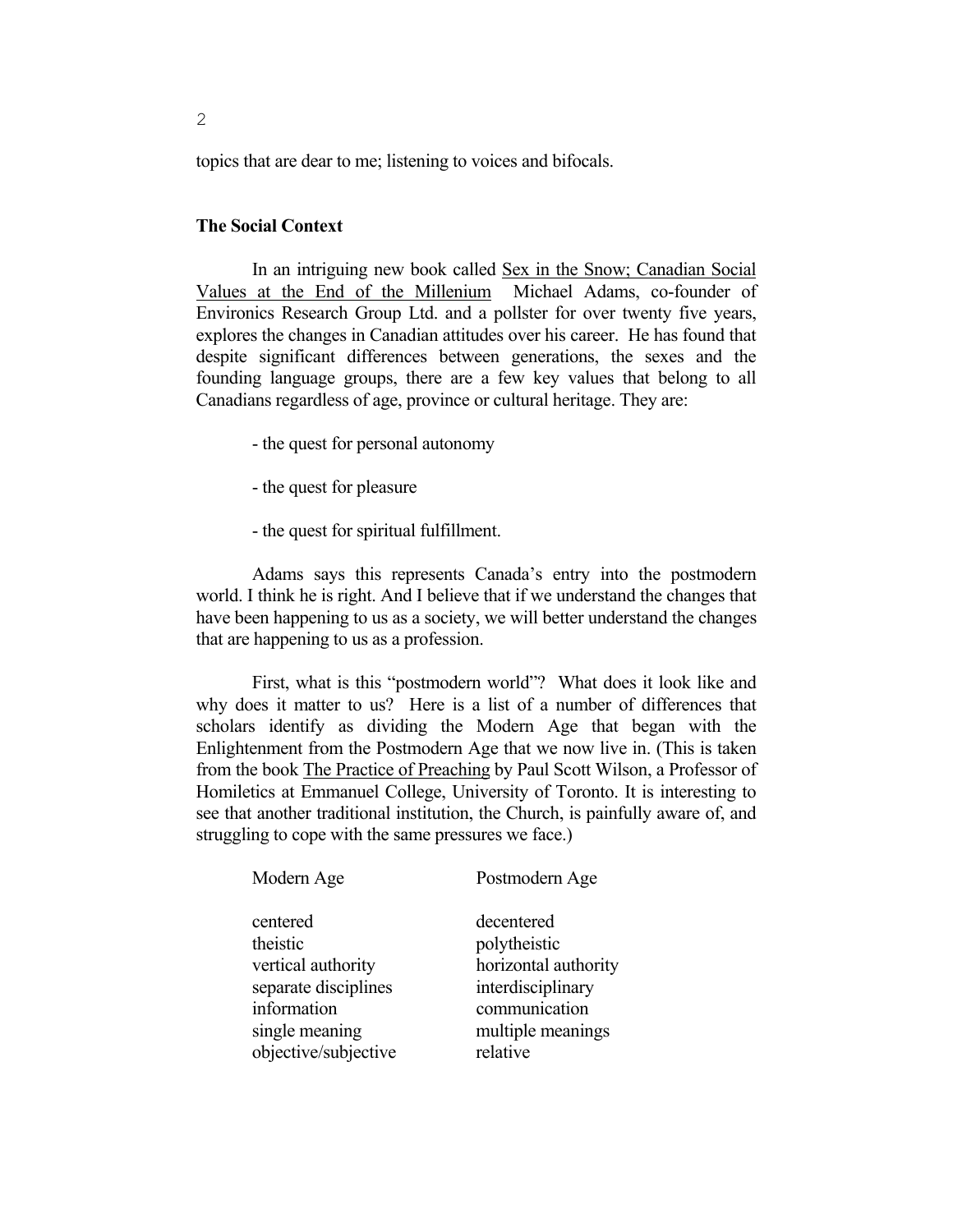topics that are dear to me; listening to voices and bifocals.

**The Social Context**

In an intriguing new book called Sex in the Snow; Canadian Social Values at the End of the Millenium  Michael Adams, co-founder of Environics Research Group Ltd. and a pollster for over twenty five years, explores the changes in Canadian attitudes over his career.  He has found that despite significant differences between generations, the sexes and the founding language groups, there are a few key values that belong to all Canadians regardless of age, province or cultural heritage. They are:

- the quest for personal autonomy
- the quest for pleasure
- the quest for spiritual fulfillment.

Adams says this represents Canada's entry into the postmodern world. I think he is right. And I believe that if we understand the changes that have been happening to us as a society, we will better understand the changes that are happening to us as a profession.

First, what is this "postmodern world"?  What does it look like and why does it matter to us?  Here is a list of a number of differences that scholars identify as dividing the Modern Age that began with the Enlightenment from the Postmodern Age that we now live in. (This is taken from the book The Practice of Preaching by Paul Scott Wilson, a Professor of Homiletics at Emmanuel College, University of Toronto. It is interesting to see that another traditional institution, the Church, is painfully aware of, and struggling to cope with the same pressures we face.)

| Modern Age | Postmodern Age |
|---|---|
| centered | decentered |
| theistic | polytheistic |
| vertical authority | horizontal authority |
| separate disciplines | interdisciplinary |
| information | communication |
| single meaning | multiple meanings |
| objective/subjective | relative |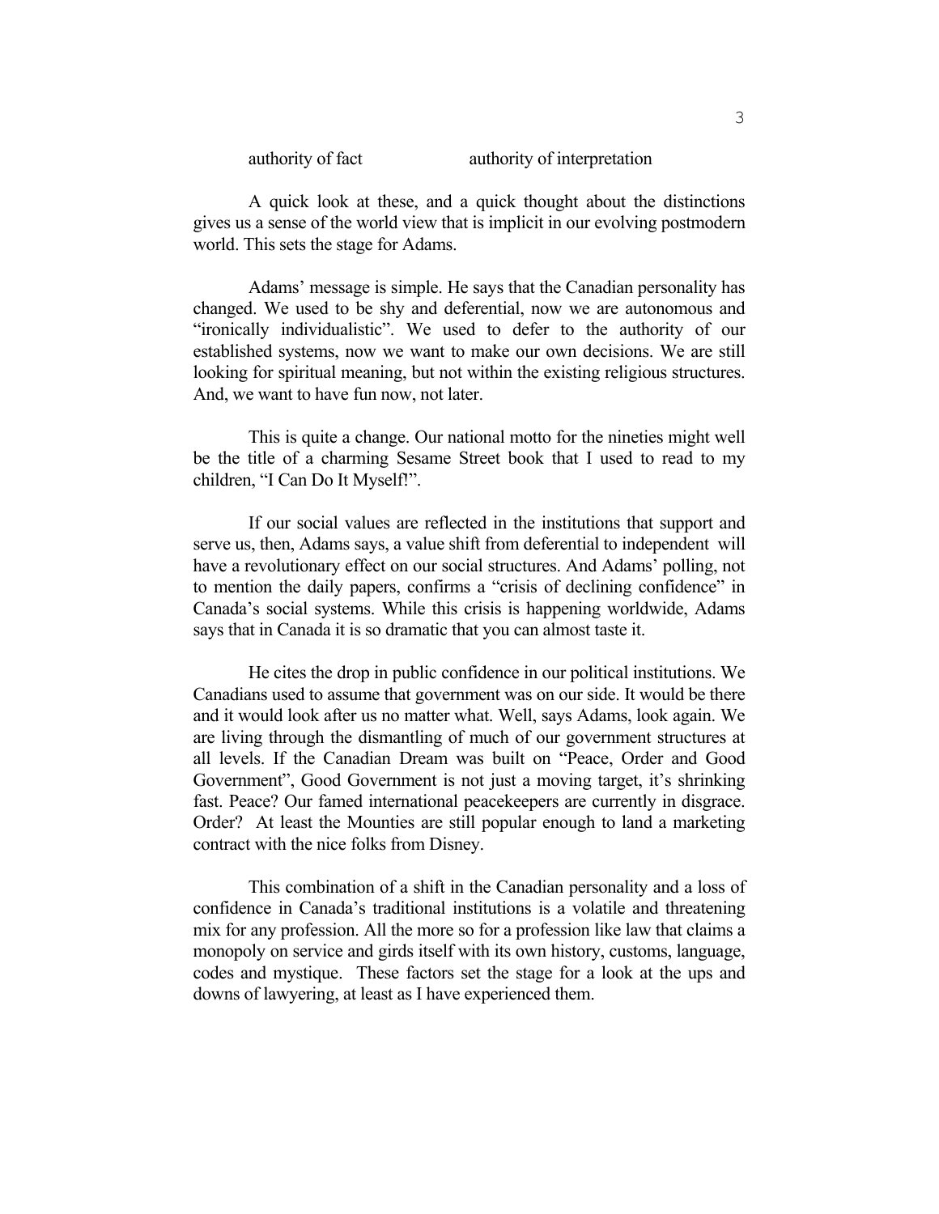authority of fact authority of interpretation

A quick look at these, and a quick thought about the distinctions gives us a sense of the world view that is implicit in our evolving postmodern world. This sets the stage for Adams.

Adams' message is simple. He says that the Canadian personality has changed. We used to be shy and deferential, now we are autonomous and "ironically individualistic". We used to defer to the authority of our established systems, now we want to make our own decisions. We are still looking for spiritual meaning, but not within the existing religious structures. And, we want to have fun now, not later.

This is quite a change. Our national motto for the nineties might well be the title of a charming Sesame Street book that I used to read to my children, "I Can Do It Myself!".

If our social values are reflected in the institutions that support and serve us, then, Adams says, a value shift from deferential to independent will have a revolutionary effect on our social structures. And Adams' polling, not to mention the daily papers, confirms a "crisis of declining confidence" in Canada's social systems. While this crisis is happening worldwide, Adams says that in Canada it is so dramatic that you can almost taste it.

He cites the drop in public confidence in our political institutions. We Canadians used to assume that government was on our side. It would be there and it would look after us no matter what. Well, says Adams, look again. We are living through the dismantling of much of our government structures at all levels. If the Canadian Dream was built on "Peace, Order and Good Government", Good Government is not just a moving target, it's shrinking fast. Peace? Our famed international peacekeepers are currently in disgrace. Order? At least the Mounties are still popular enough to land a marketing contract with the nice folks from Disney.

This combination of a shift in the Canadian personality and a loss of confidence in Canada's traditional institutions is a volatile and threatening mix for any profession. All the more so for a profession like law that claims a monopoly on service and girds itself with its own history, customs, language, codes and mystique. These factors set the stage for a look at the ups and downs of lawyering, at least as I have experienced them.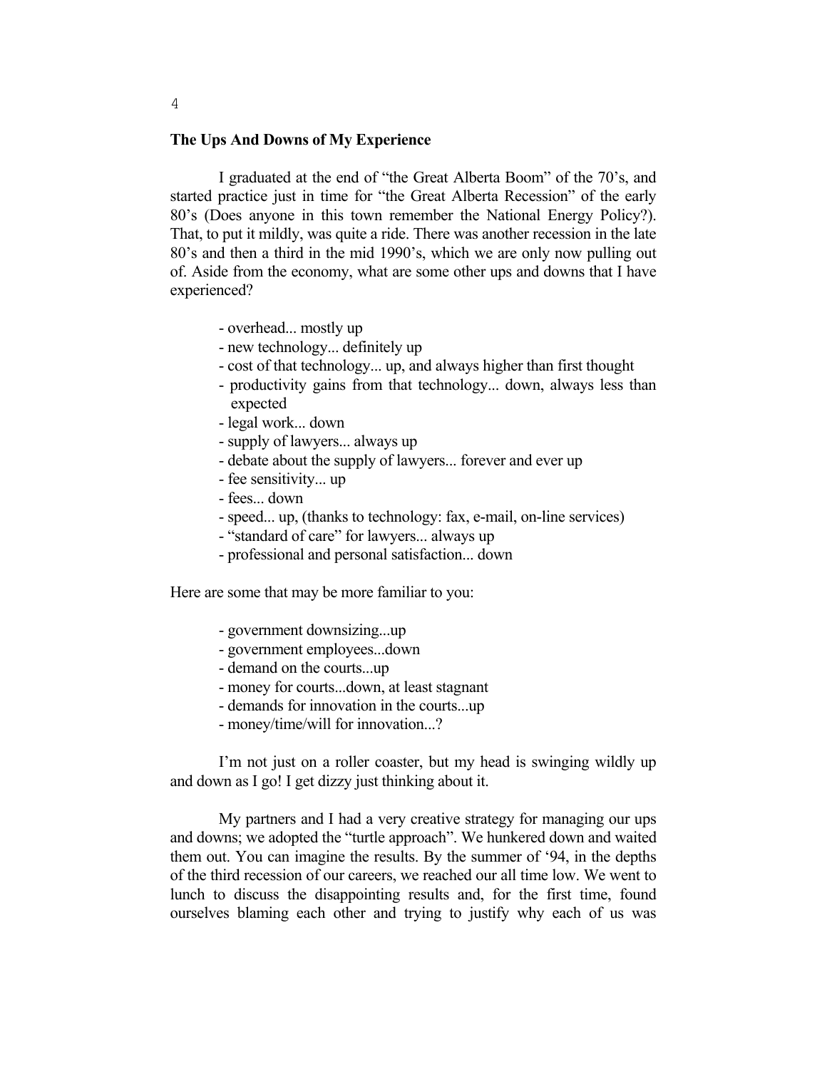**The Ups And Downs of My Experience**

I graduated at the end of "the Great Alberta Boom" of the 70's, and started practice just in time for "the Great Alberta Recession" of the early 80's (Does anyone in this town remember the National Energy Policy?). That, to put it mildly, was quite a ride. There was another recession in the late 80's and then a third in the mid 1990's, which we are only now pulling out of. Aside from the economy, what are some other ups and downs that I have experienced?

- overhead... mostly up
- new technology... definitely up
- cost of that technology... up, and always higher than first thought
- productivity gains from that technology... down, always less than expected
- legal work... down
- supply of lawyers... always up
- debate about the supply of lawyers... forever and ever up
- fee sensitivity... up
- fees... down
- speed... up, (thanks to technology: fax, e-mail, on-line services)
- "standard of care" for lawyers... always up
- professional and personal satisfaction... down

Here are some that may be more familiar to you:

- government downsizing...up
- government employees...down
- demand on the courts...up
- money for courts...down, at least stagnant
- demands for innovation in the courts...up
- money/time/will for innovation...?

I'm not just on a roller coaster, but my head is swinging wildly up and down as I go! I get dizzy just thinking about it.

My partners and I had a very creative strategy for managing our ups and downs; we adopted the "turtle approach". We hunkered down and waited them out. You can imagine the results. By the summer of '94, in the depths of the third recession of our careers, we reached our all time low. We went to lunch to discuss the disappointing results and, for the first time, found ourselves blaming each other and trying to justify why each of us was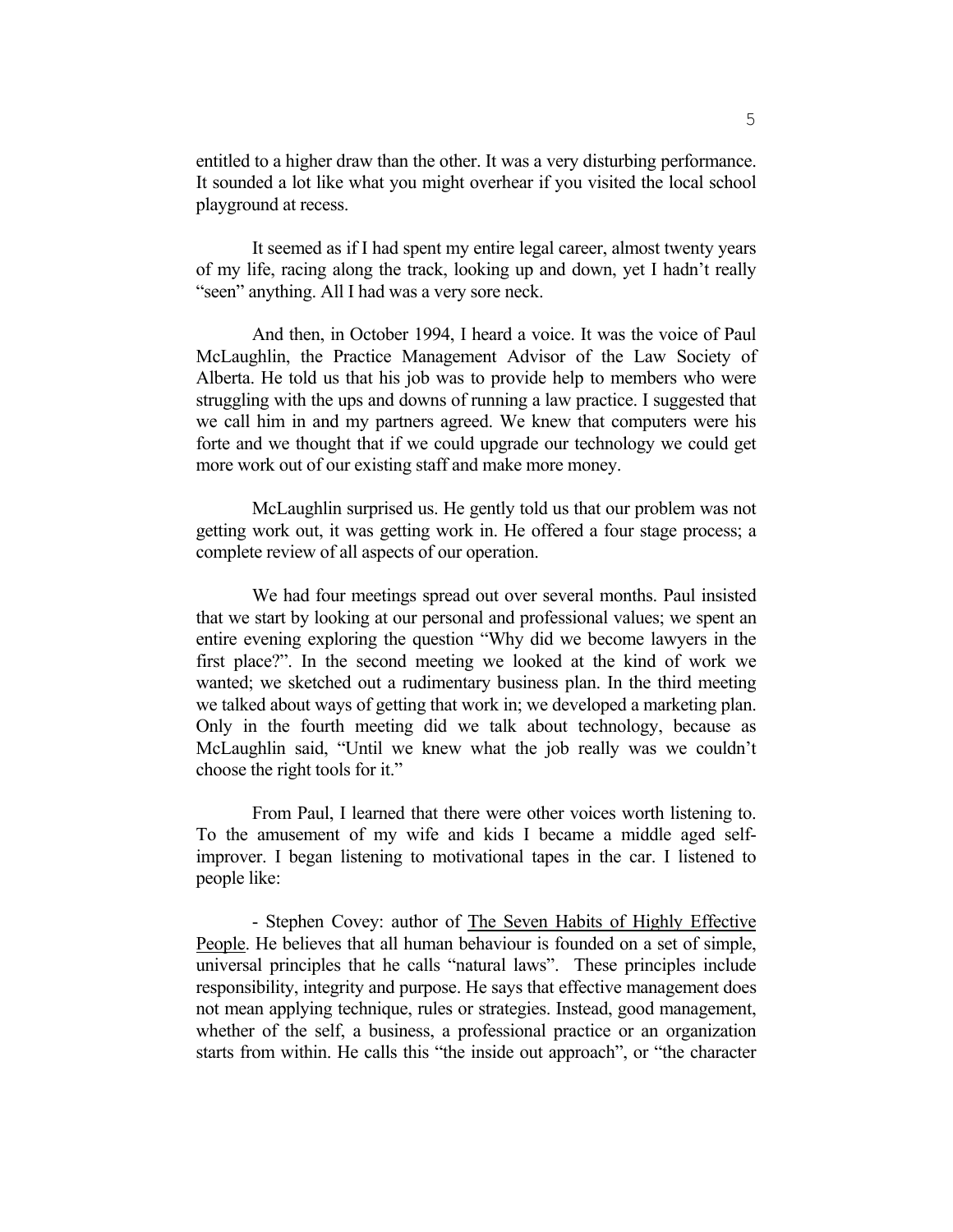entitled to a higher draw than the other. It was a very disturbing performance. It sounded a lot like what you might overhear if you visited the local school playground at recess.

It seemed as if I had spent my entire legal career, almost twenty years of my life, racing along the track, looking up and down, yet I hadn't really "seen" anything. All I had was a very sore neck.

And then, in October 1994, I heard a voice. It was the voice of Paul McLaughlin, the Practice Management Advisor of the Law Society of Alberta. He told us that his job was to provide help to members who were struggling with the ups and downs of running a law practice. I suggested that we call him in and my partners agreed. We knew that computers were his forte and we thought that if we could upgrade our technology we could get more work out of our existing staff and make more money.

McLaughlin surprised us. He gently told us that our problem was not getting work out, it was getting work in. He offered a four stage process; a complete review of all aspects of our operation.

We had four meetings spread out over several months. Paul insisted that we start by looking at our personal and professional values; we spent an entire evening exploring the question "Why did we become lawyers in the first place?". In the second meeting we looked at the kind of work we wanted; we sketched out a rudimentary business plan. In the third meeting we talked about ways of getting that work in; we developed a marketing plan. Only in the fourth meeting did we talk about technology, because as McLaughlin said, "Until we knew what the job really was we couldn't choose the right tools for it."

From Paul, I learned that there were other voices worth listening to. To the amusement of my wife and kids I became a middle aged self-improver. I began listening to motivational tapes in the car. I listened to people like:

- Stephen Covey: author of <u>The Seven Habits of Highly Effective People</u>. He believes that all human behaviour is founded on a set of simple, universal principles that he calls "natural laws". These principles include responsibility, integrity and purpose. He says that effective management does not mean applying technique, rules or strategies. Instead, good management, whether of the self, a business, a professional practice or an organization starts from within. He calls this "the inside out approach", or "the character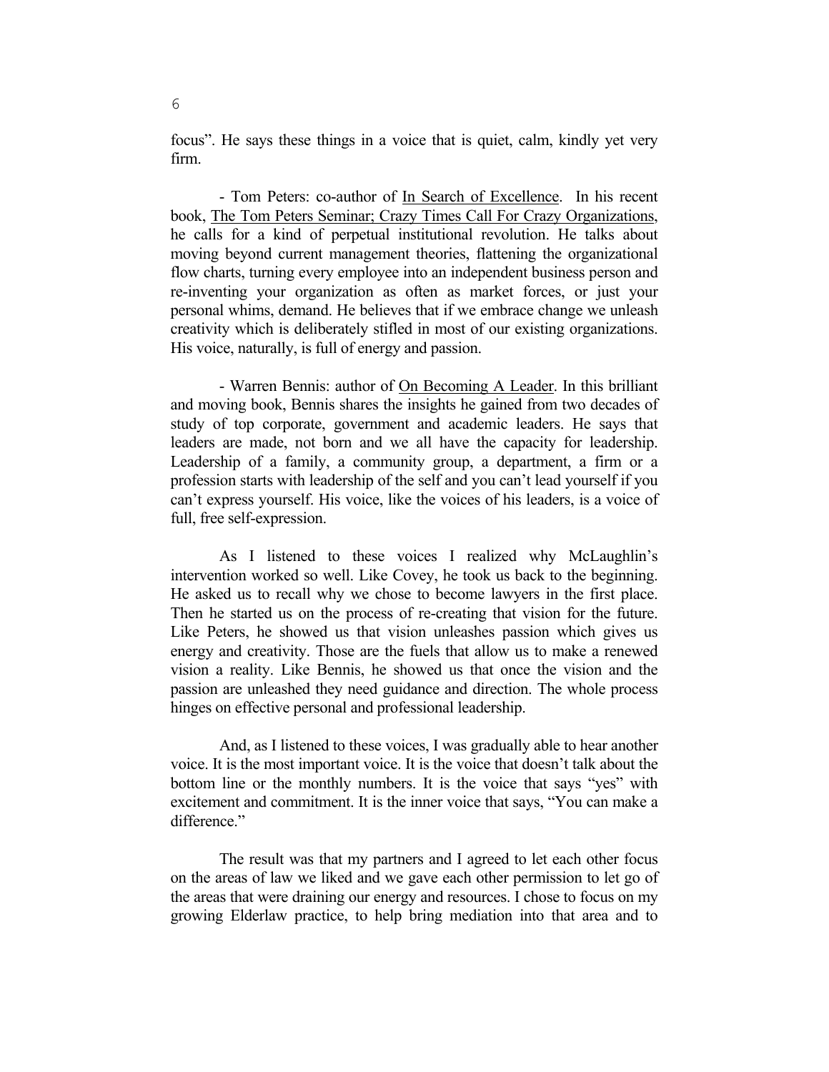focus". He says these things in a voice that is quiet, calm, kindly yet very firm.

- Tom Peters: co-author of In Search of Excellence. In his recent book, The Tom Peters Seminar; Crazy Times Call For Crazy Organizations, he calls for a kind of perpetual institutional revolution. He talks about moving beyond current management theories, flattening the organizational flow charts, turning every employee into an independent business person and re-inventing your organization as often as market forces, or just your personal whims, demand. He believes that if we embrace change we unleash creativity which is deliberately stifled in most of our existing organizations. His voice, naturally, is full of energy and passion.

- Warren Bennis: author of On Becoming A Leader. In this brilliant and moving book, Bennis shares the insights he gained from two decades of study of top corporate, government and academic leaders. He says that leaders are made, not born and we all have the capacity for leadership. Leadership of a family, a community group, a department, a firm or a profession starts with leadership of the self and you can't lead yourself if you can't express yourself. His voice, like the voices of his leaders, is a voice of full, free self-expression.

As I listened to these voices I realized why McLaughlin's intervention worked so well. Like Covey, he took us back to the beginning. He asked us to recall why we chose to become lawyers in the first place. Then he started us on the process of re-creating that vision for the future. Like Peters, he showed us that vision unleashes passion which gives us energy and creativity. Those are the fuels that allow us to make a renewed vision a reality. Like Bennis, he showed us that once the vision and the passion are unleashed they need guidance and direction. The whole process hinges on effective personal and professional leadership.

And, as I listened to these voices, I was gradually able to hear another voice. It is the most important voice. It is the voice that doesn't talk about the bottom line or the monthly numbers. It is the voice that says "yes" with excitement and commitment. It is the inner voice that says, "You can make a difference."

The result was that my partners and I agreed to let each other focus on the areas of law we liked and we gave each other permission to let go of the areas that were draining our energy and resources. I chose to focus on my growing Elderlaw practice, to help bring mediation into that area and to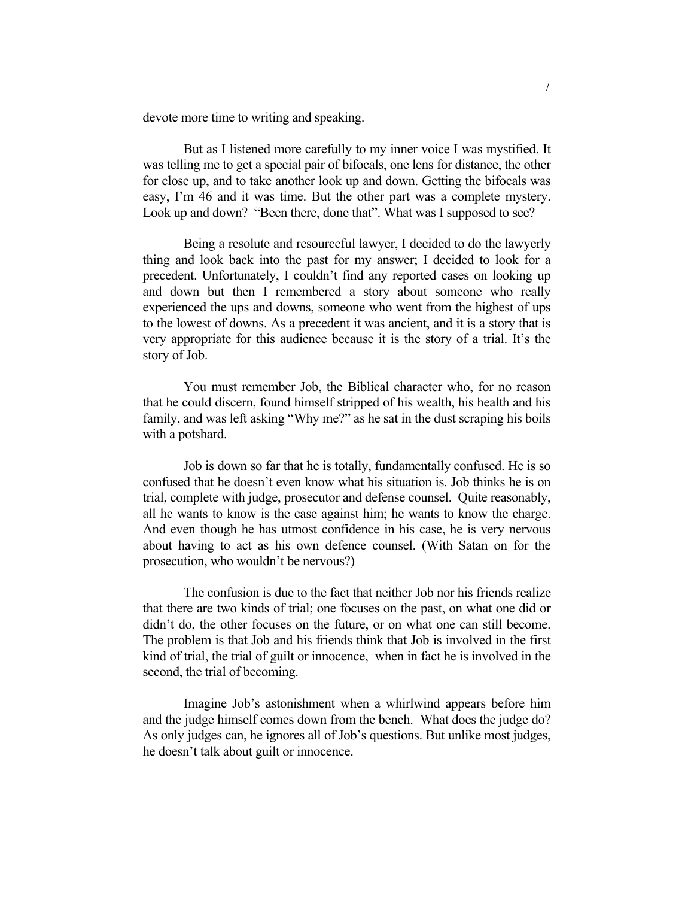devote more time to writing and speaking.

But as I listened more carefully to my inner voice I was mystified. It was telling me to get a special pair of bifocals, one lens for distance, the other for close up, and to take another look up and down. Getting the bifocals was easy, I'm 46 and it was time. But the other part was a complete mystery. Look up and down? "Been there, done that". What was I supposed to see?

Being a resolute and resourceful lawyer, I decided to do the lawyerly thing and look back into the past for my answer; I decided to look for a precedent. Unfortunately, I couldn't find any reported cases on looking up and down but then I remembered a story about someone who really experienced the ups and downs, someone who went from the highest of ups to the lowest of downs. As a precedent it was ancient, and it is a story that is very appropriate for this audience because it is the story of a trial. It's the story of Job.

You must remember Job, the Biblical character who, for no reason that he could discern, found himself stripped of his wealth, his health and his family, and was left asking "Why me?" as he sat in the dust scraping his boils with a potshard.

Job is down so far that he is totally, fundamentally confused. He is so confused that he doesn't even know what his situation is. Job thinks he is on trial, complete with judge, prosecutor and defense counsel. Quite reasonably, all he wants to know is the case against him; he wants to know the charge. And even though he has utmost confidence in his case, he is very nervous about having to act as his own defence counsel. (With Satan on for the prosecution, who wouldn't be nervous?)

The confusion is due to the fact that neither Job nor his friends realize that there are two kinds of trial; one focuses on the past, on what one did or didn't do, the other focuses on the future, or on what one can still become. The problem is that Job and his friends think that Job is involved in the first kind of trial, the trial of guilt or innocence, when in fact he is involved in the second, the trial of becoming.

Imagine Job's astonishment when a whirlwind appears before him and the judge himself comes down from the bench. What does the judge do? As only judges can, he ignores all of Job's questions. But unlike most judges, he doesn't talk about guilt or innocence.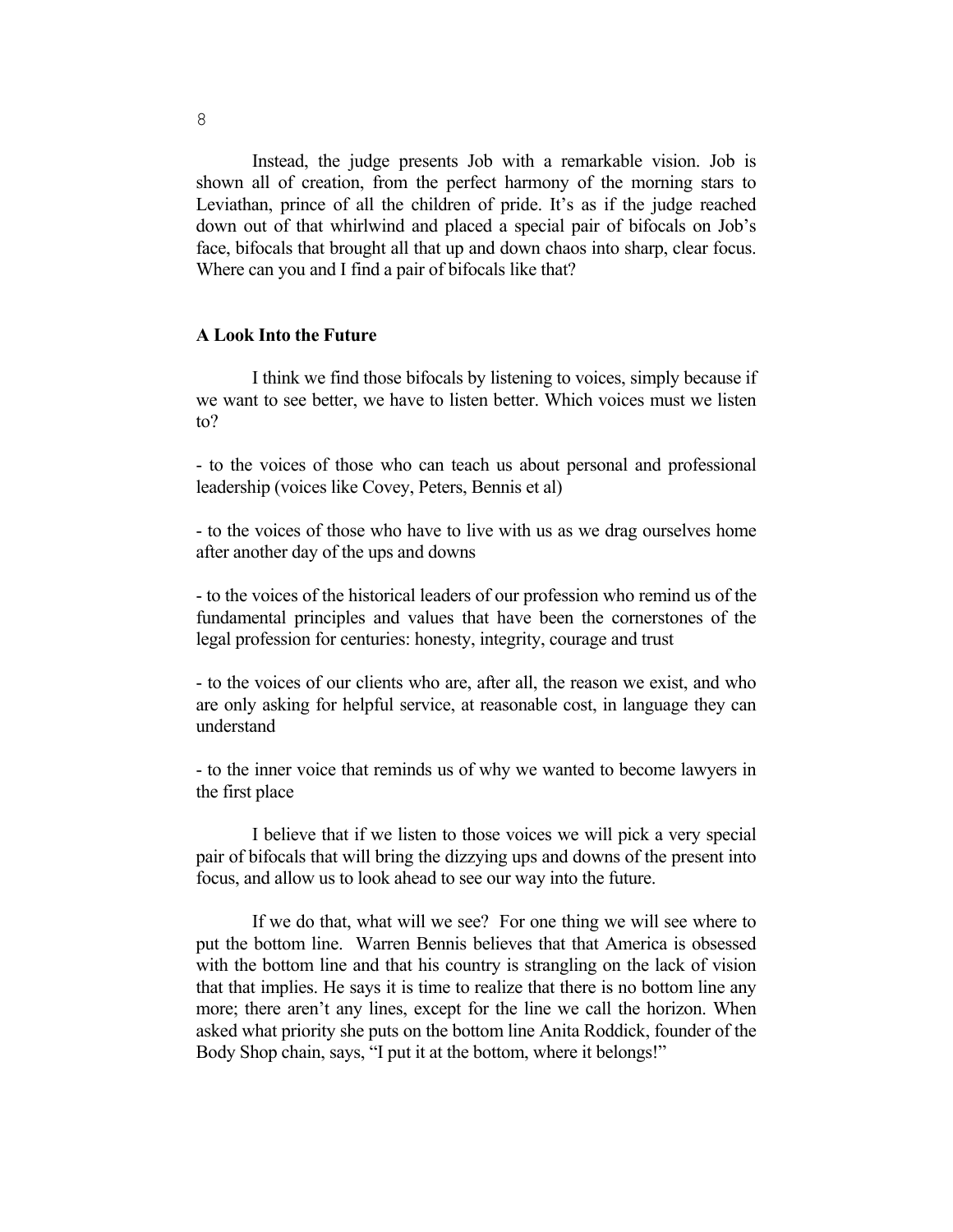Instead, the judge presents Job with a remarkable vision. Job is shown all of creation, from the perfect harmony of the morning stars to Leviathan, prince of all the children of pride. It's as if the judge reached down out of that whirlwind and placed a special pair of bifocals on Job's face, bifocals that brought all that up and down chaos into sharp, clear focus. Where can you and I find a pair of bifocals like that?

**A Look Into the Future**

I think we find those bifocals by listening to voices, simply because if we want to see better, we have to listen better. Which voices must we listen to?

- to the voices of those who can teach us about personal and professional leadership (voices like Covey, Peters, Bennis et al)

- to the voices of those who have to live with us as we drag ourselves home after another day of the ups and downs

- to the voices of the historical leaders of our profession who remind us of the fundamental principles and values that have been the cornerstones of the legal profession for centuries: honesty, integrity, courage and trust

- to the voices of our clients who are, after all, the reason we exist, and who are only asking for helpful service, at reasonable cost, in language they can understand

- to the inner voice that reminds us of why we wanted to become lawyers in the first place

I believe that if we listen to those voices we will pick a very special pair of bifocals that will bring the dizzying ups and downs of the present into focus, and allow us to look ahead to see our way into the future.

If we do that, what will we see? For one thing we will see where to put the bottom line. Warren Bennis believes that that America is obsessed with the bottom line and that his country is strangling on the lack of vision that that implies. He says it is time to realize that there is no bottom line any more; there aren't any lines, except for the line we call the horizon. When asked what priority she puts on the bottom line Anita Roddick, founder of the Body Shop chain, says, "I put it at the bottom, where it belongs!"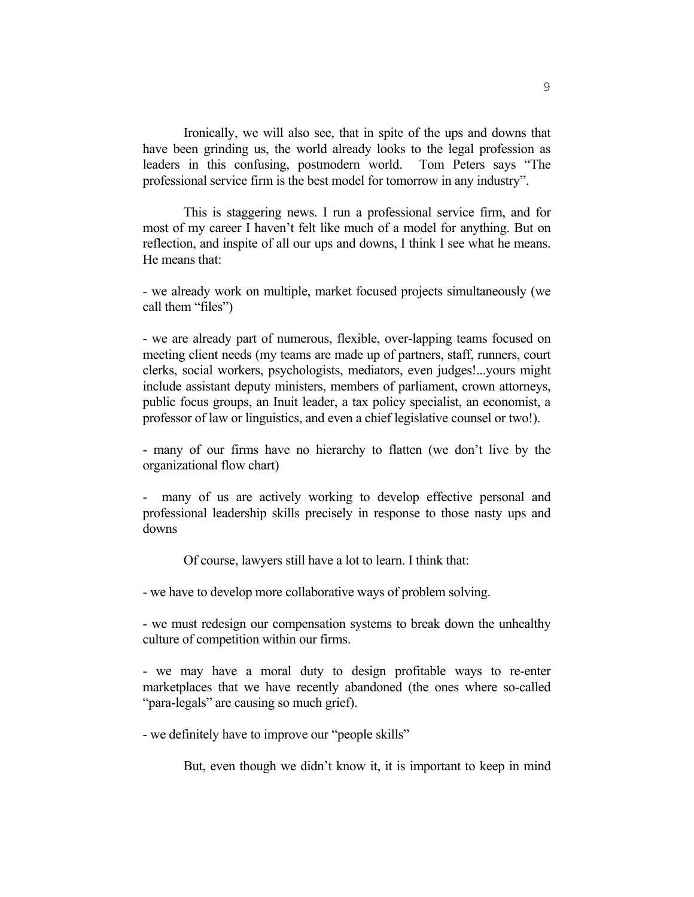Ironically, we will also see, that in spite of the ups and downs that have been grinding us, the world already looks to the legal profession as leaders in this confusing, postmodern world. Tom Peters says "The professional service firm is the best model for tomorrow in any industry".

This is staggering news. I run a professional service firm, and for most of my career I haven't felt like much of a model for anything. But on reflection, and inspite of all our ups and downs, I think I see what he means. He means that:

- we already work on multiple, market focused projects simultaneously (we call them "files")

- we are already part of numerous, flexible, over-lapping teams focused on meeting client needs (my teams are made up of partners, staff, runners, court clerks, social workers, psychologists, mediators, even judges!...yours might include assistant deputy ministers, members of parliament, crown attorneys, public focus groups, an Inuit leader, a tax policy specialist, an economist, a professor of law or linguistics, and even a chief legislative counsel or two!).

- many of our firms have no hierarchy to flatten (we don't live by the organizational flow chart)

- many of us are actively working to develop effective personal and professional leadership skills precisely in response to those nasty ups and downs

Of course, lawyers still have a lot to learn. I think that:

- we have to develop more collaborative ways of problem solving.

- we must redesign our compensation systems to break down the unhealthy culture of competition within our firms.

- we may have a moral duty to design profitable ways to re-enter marketplaces that we have recently abandoned (the ones where so-called "para-legals" are causing so much grief).

- we definitely have to improve our "people skills"

But, even though we didn't know it, it is important to keep in mind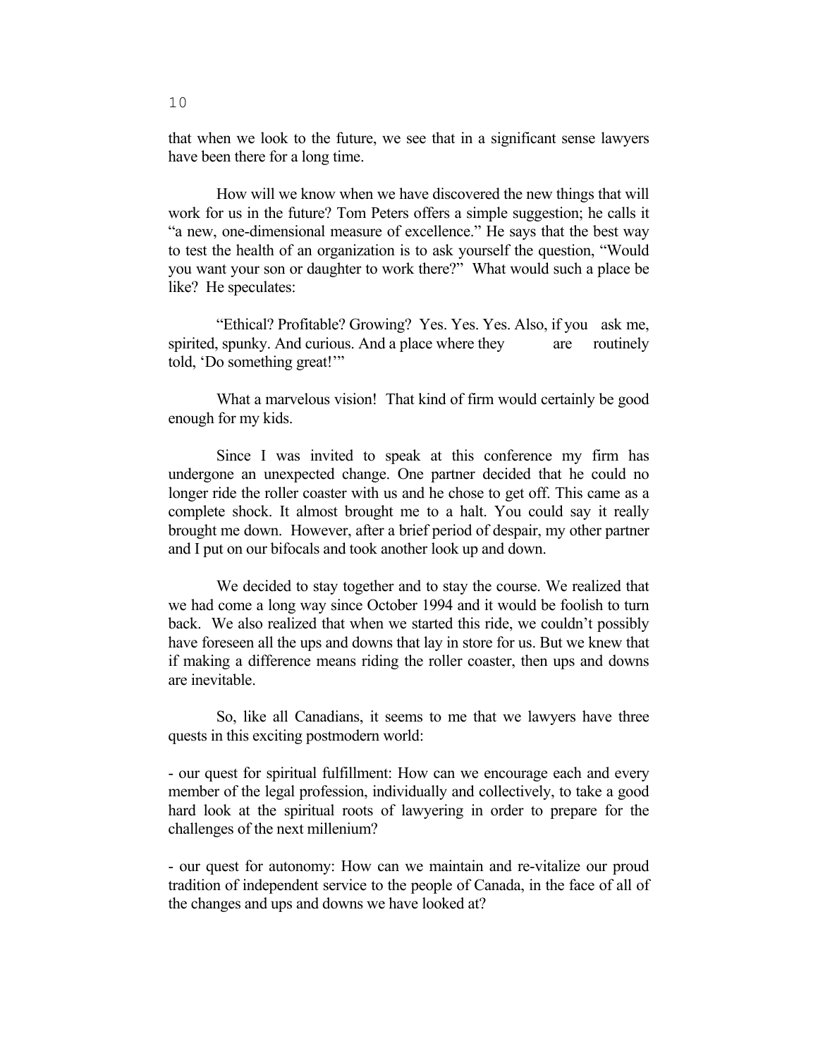that when we look to the future, we see that in a significant sense lawyers have been there for a long time.

How will we know when we have discovered the new things that will work for us in the future? Tom Peters offers a simple suggestion; he calls it "a new, one-dimensional measure of excellence." He says that the best way to test the health of an organization is to ask yourself the question, "Would you want your son or daughter to work there?" What would such a place be like? He speculates:

> "Ethical? Profitable? Growing? Yes. Yes. Yes. Also, if you ask me, spirited, spunky. And curious. And a place where they are routinely told, 'Do something great!'"

What a marvelous vision! That kind of firm would certainly be good enough for my kids.

Since I was invited to speak at this conference my firm has undergone an unexpected change. One partner decided that he could no longer ride the roller coaster with us and he chose to get off. This came as a complete shock. It almost brought me to a halt. You could say it really brought me down. However, after a brief period of despair, my other partner and I put on our bifocals and took another look up and down.

We decided to stay together and to stay the course. We realized that we had come a long way since October 1994 and it would be foolish to turn back. We also realized that when we started this ride, we couldn't possibly have foreseen all the ups and downs that lay in store for us. But we knew that if making a difference means riding the roller coaster, then ups and downs are inevitable.

So, like all Canadians, it seems to me that we lawyers have three quests in this exciting postmodern world:

- our quest for spiritual fulfillment: How can we encourage each and every member of the legal profession, individually and collectively, to take a good hard look at the spiritual roots of lawyering in order to prepare for the challenges of the next millenium?

- our quest for autonomy: How can we maintain and re-vitalize our proud tradition of independent service to the people of Canada, in the face of all of the changes and ups and downs we have looked at?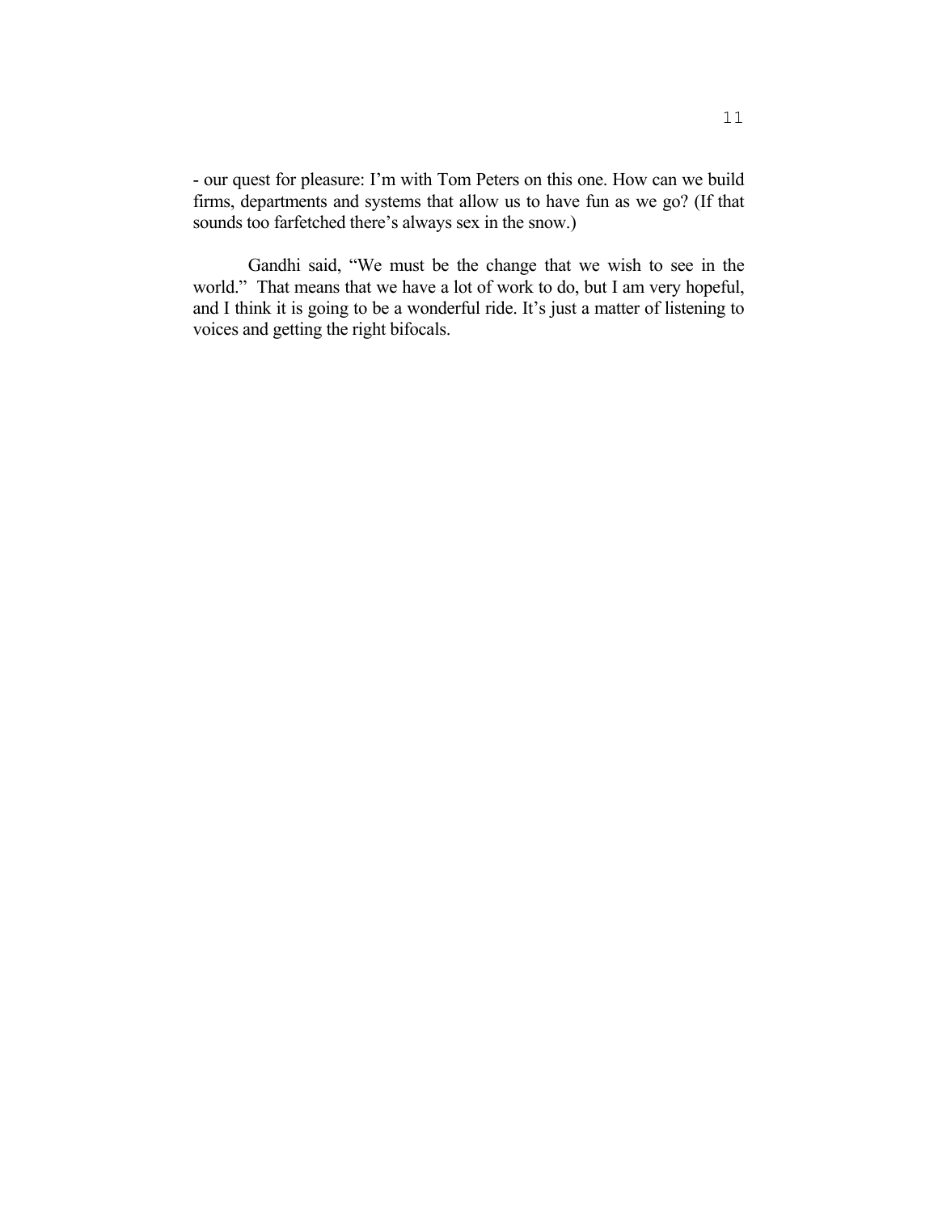- our quest for pleasure: I'm with Tom Peters on this one. How can we build firms, departments and systems that allow us to have fun as we go? (If that sounds too farfetched there's always sex in the snow.)

Gandhi said, "We must be the change that we wish to see in the world." That means that we have a lot of work to do, but I am very hopeful, and I think it is going to be a wonderful ride. It's just a matter of listening to voices and getting the right bifocals.